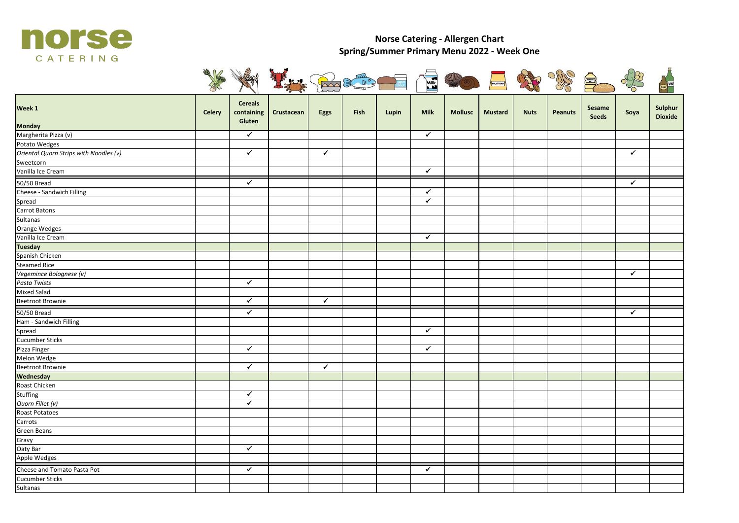norse
CATERING

# Norse Catering - Allergen Chart
## Spring/Summer Primary Menu 2022 - Week One

| Week 1<br>Monday | Celery | Cereals containing Gluten | Crustacean | Eggs | Fish | Lupin | Milk | Mollusc | Mustard | Nuts | Peanuts | Sesame Seeds | Soya | Sulphur Dioxide |
|---|---|---|---|---|---|---|---|---|---|---|---|---|---|---|
| Margherita Pizza (v) | | ✓ | | | | | ✓ | | | | | | | |
| Potato Wedges | | | | | | | | | | | | | | |
| *Oriental Quorn Strips with Noodles (v)* | | ✓ | | ✓ | | | | | | | | | ✓ | |
| Sweetcorn | | | | | | | | | | | | | | |
| Vanilla Ice Cream | | | | | | | ✓ | | | | | | | |
| 50/50 Bread | | ✓ | | | | | | | | | | | ✓ | |
| Cheese - Sandwich Filling | | | | | | | ✓ | | | | | | | |
| Spread | | | | | | | ✓ | | | | | | | |
| Carrot Batons | | | | | | | | | | | | | | |
| Sultanas | | | | | | | | | | | | | | |
| Orange Wedges | | | | | | | | | | | | | | |
| Vanilla Ice Cream | | | | | | | ✓ | | | | | | | |
| **Tuesday** | | | | | | | | | | | | | | |
| Spanish Chicken | | | | | | | | | | | | | | |
| Steamed Rice | | | | | | | | | | | | | | |
| *Vegemince Bolognese (v)* | | | | | | | | | | | | | ✓ | |
| *Pasta Twists* | | ✓ | | | | | | | | | | | | |
| Mixed Salad | | | | | | | | | | | | | | |
| Beetroot Brownie | | ✓ | | ✓ | | | | | | | | | | |
| 50/50 Bread | | ✓ | | | | | | | | | | | ✓ | |
| Ham - Sandwich Filling | | | | | | | | | | | | | | |
| Spread | | | | | | | ✓ | | | | | | | |
| Cucumber Sticks | | | | | | | | | | | | | | |
| Pizza Finger | | ✓ | | | | | ✓ | | | | | | | |
| Melon Wedge | | | | | | | | | | | | | | |
| Beetroot Brownie | | ✓ | | ✓ | | | | | | | | | | |
| **Wednesday** | | | | | | | | | | | | | | |
| Roast Chicken | | | | | | | | | | | | | | |
| Stuffing | | ✓ | | | | | | | | | | | | |
| *Quorn Fillet (v)* | | ✓ | | | | | | | | | | | | |
| Roast Potatoes | | | | | | | | | | | | | | |
| Carrots | | | | | | | | | | | | | | |
| Green Beans | | | | | | | | | | | | | | |
| Gravy | | | | | | | | | | | | | | |
| Oaty Bar | | ✓ | | | | | | | | | | | | |
| Apple Wedges | | | | | | | | | | | | | | |
| Cheese and Tomato Pasta Pot | | ✓ | | | | | ✓ | | | | | | | |
| Cucumber Sticks | | | | | | | | | | | | | | |
| Sultanas | | | | | | | | | | | | | | |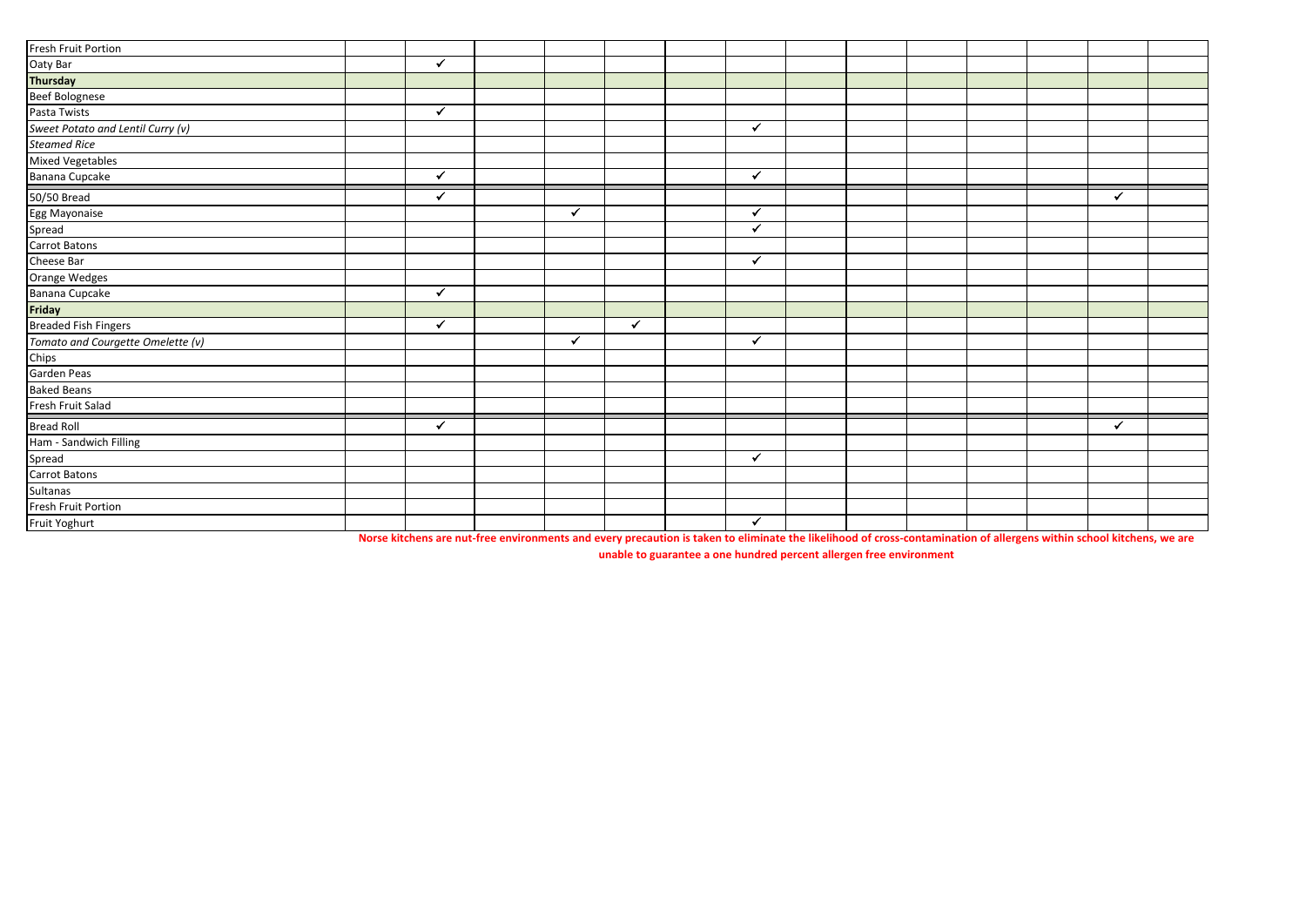| | | | | | | | | | | | | | | |
|---|---|---|---|---|---|---|---|---|---|---|---|---|---|---|
| Fresh Fruit Portion | | | | | | | | | | | | | | |
| Oaty Bar | | ✓ | | | | | | | | | | | | |
| **Thursday** | | | | | | | | | | | | | | |
| Beef Bolognese | | | | | | | | | | | | | | |
| Pasta Twists | | ✓ | | | | | | | | | | | | |
| *Sweet Potato and Lentil Curry (v)* | | | | | | | ✓ | | | | | | | |
| *Steamed Rice* | | | | | | | | | | | | | | |
| Mixed Vegetables | | | | | | | | | | | | | | |
| Banana Cupcake | | ✓ | | | | | ✓ | | | | | | | |
| 50/50 Bread | | ✓ | | | | | | | | | | | ✓ | |
| Egg Mayonaise | | | | ✓ | | | ✓ | | | | | | | |
| Spread | | | | | | | ✓ | | | | | | | |
| Carrot Batons | | | | | | | | | | | | | | |
| Cheese Bar | | | | | | | ✓ | | | | | | | |
| Orange Wedges | | | | | | | | | | | | | | |
| Banana Cupcake | | ✓ | | | | | | | | | | | | |
| **Friday** | | | | | | | | | | | | | | |
| Breaded Fish Fingers | | ✓ | | | ✓ | | | | | | | | | |
| *Tomato and Courgette Omelette (v)* | | | | ✓ | | | ✓ | | | | | | | |
| Chips | | | | | | | | | | | | | | |
| Garden Peas | | | | | | | | | | | | | | |
| Baked Beans | | | | | | | | | | | | | | |
| Fresh Fruit Salad | | | | | | | | | | | | | | |
| Bread Roll | | ✓ | | | | | | | | | | | ✓ | |
| Ham - Sandwich Filling | | | | | | | | | | | | | | |
| Spread | | | | | | | ✓ | | | | | | | |
| Carrot Batons | | | | | | | | | | | | | | |
| Sultanas | | | | | | | | | | | | | | |
| Fresh Fruit Portion | | | | | | | | | | | | | | |
| Fruit Yoghurt | | | | | | | ✓ | | | | | | | |

**Norse kitchens are nut-free environments and every precaution is taken to eliminate the likelihood of cross-contamination of allergens within school kitchens, we are unable to guarantee a one hundred percent allergen free environment**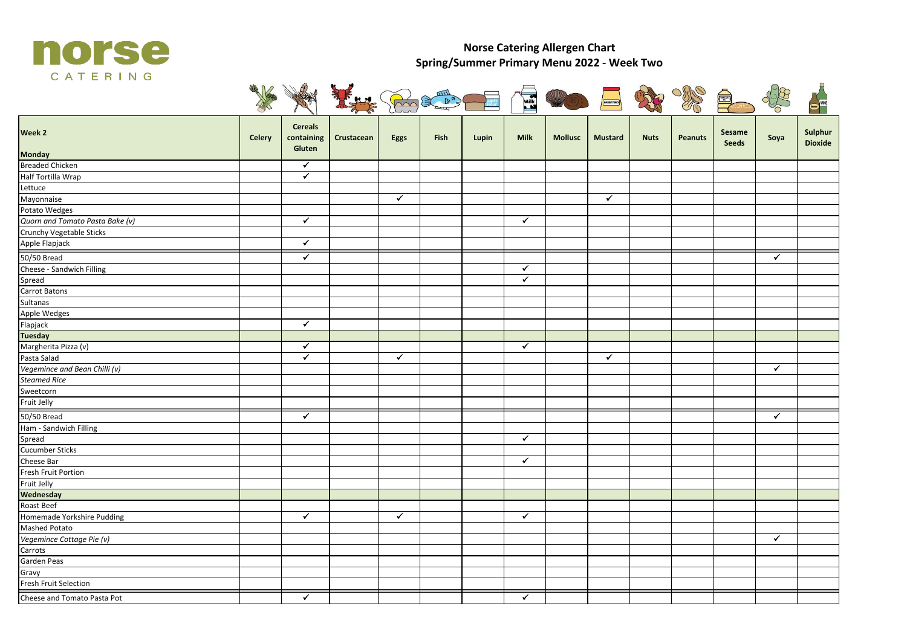**norse** CATERING

# Norse Catering Allergen Chart
## Spring/Summer Primary Menu 2022 - Week Two

| **Week 2**<br><br>**Monday** | **Celery** | **Cereals containing Gluten** | **Crustacean** | **Eggs** | **Fish** | **Lupin** | **Milk** | **Mollusc** | **Mustard** | **Nuts** | **Peanuts** | **Sesame Seeds** | **Soya** | **Sulphur Dioxide** |
|---|---|---|---|---|---|---|---|---|---|---|---|---|---|---|
| Breaded Chicken | | ✓ | | | | | | | | | | | | |
| Half Tortilla Wrap | | ✓ | | | | | | | | | | | | |
| Lettuce | | | | | | | | | | | | | | |
| Mayonnaise | | | | ✓ | | | | | ✓ | | | | | |
| Potato Wedges | | | | | | | | | | | | | | |
| *Quorn and Tomato Pasta Bake (v)* | | ✓ | | | | | ✓ | | | | | | | |
| Crunchy Vegetable Sticks | | | | | | | | | | | | | | |
| Apple Flapjack | | ✓ | | | | | | | | | | | | |
| 50/50 Bread | | ✓ | | | | | | | | | | | ✓ | |
| Cheese - Sandwich Filling | | | | | | | ✓ | | | | | | | |
| Spread | | | | | | | ✓ | | | | | | | |
| Carrot Batons | | | | | | | | | | | | | | |
| Sultanas | | | | | | | | | | | | | | |
| Apple Wedges | | | | | | | | | | | | | | |
| Flapjack | | ✓ | | | | | | | | | | | | |
| **Tuesday** | | | | | | | | | | | | | | |
| Margherita Pizza (v) | | ✓ | | | | | ✓ | | | | | | | |
| Pasta Salad | | ✓ | | ✓ | | | | | ✓ | | | | | |
| *Vegemince and Bean Chilli (v)* | | | | | | | | | | | | | ✓ | |
| *Steamed Rice* | | | | | | | | | | | | | | |
| Sweetcorn | | | | | | | | | | | | | | |
| Fruit Jelly | | | | | | | | | | | | | | |
| 50/50 Bread | | ✓ | | | | | | | | | | | ✓ | |
| Ham - Sandwich Filling | | | | | | | | | | | | | | |
| Spread | | | | | | | ✓ | | | | | | | |
| Cucumber Sticks | | | | | | | | | | | | | | |
| Cheese Bar | | | | | | | ✓ | | | | | | | |
| Fresh Fruit Portion | | | | | | | | | | | | | | |
| Fruit Jelly | | | | | | | | | | | | | | |
| **Wednesday** | | | | | | | | | | | | | | |
| Roast Beef | | | | | | | | | | | | | | |
| Homemade Yorkshire Pudding | | ✓ | | ✓ | | | ✓ | | | | | | | |
| Mashed Potato | | | | | | | | | | | | | | |
| *Vegemince Cottage Pie (v)* | | | | | | | | | | | | | ✓ | |
| Carrots | | | | | | | | | | | | | | |
| Garden Peas | | | | | | | | | | | | | | |
| Gravy | | | | | | | | | | | | | | |
| Fresh Fruit Selection | | | | | | | | | | | | | | |
| Cheese and Tomato Pasta Pot | | ✓ | | | | | ✓ | | | | | | | |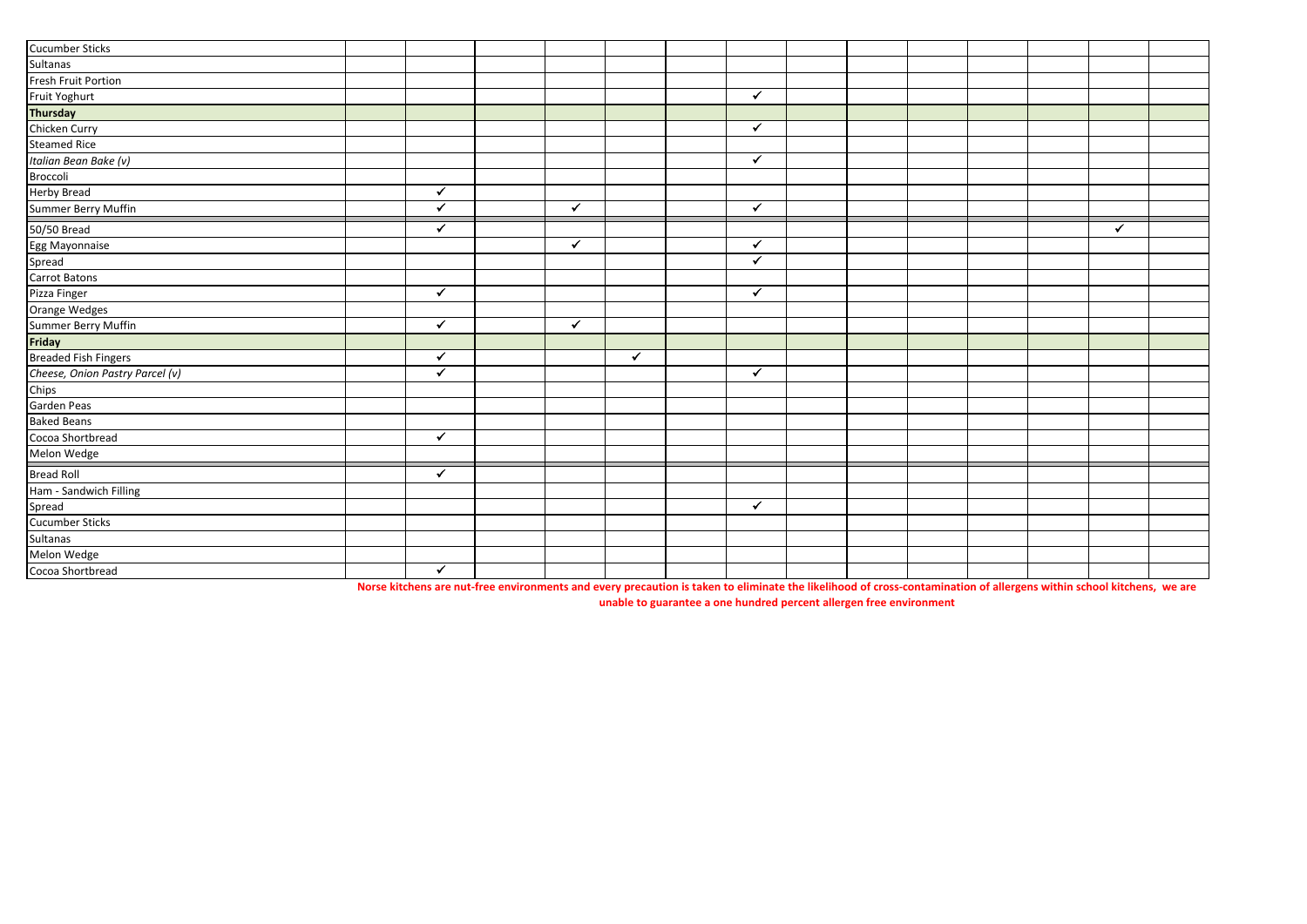| | | | | | | | | | | | | | | |
|---|---|---|---|---|---|---|---|---|---|---|---|---|---|---|
| Cucumber Sticks | | | | | | | | | | | | | | |
| Sultanas | | | | | | | | | | | | | | |
| Fresh Fruit Portion | | | | | | | | | | | | | | |
| Fruit Yoghurt | | | | | | | ✓ | | | | | | | |
| **Thursday** | | | | | | | | | | | | | | |
| Chicken Curry | | | | | | | ✓ | | | | | | | |
| Steamed Rice | | | | | | | | | | | | | | |
| *Italian Bean Bake (v)* | | | | | | | ✓ | | | | | | | |
| Broccoli | | | | | | | | | | | | | | |
| Herby Bread | | ✓ | | | | | | | | | | | | |
| Summer Berry Muffin | | ✓ | | ✓ | | | ✓ | | | | | | | |
| 50/50 Bread | | ✓ | | | | | | | | | | | ✓ | |
| Egg Mayonnaise | | | | ✓ | | | ✓ | | | | | | | |
| Spread | | | | | | | ✓ | | | | | | | |
| Carrot Batons | | | | | | | | | | | | | | |
| Pizza Finger | | ✓ | | | | | ✓ | | | | | | | |
| Orange Wedges | | | | | | | | | | | | | | |
| Summer Berry Muffin | | ✓ | | ✓ | | | | | | | | | | |
| **Friday** | | | | | | | | | | | | | | |
| Breaded Fish Fingers | | ✓ | | | ✓ | | | | | | | | | |
| *Cheese, Onion Pastry Parcel (v)* | | ✓ | | | | | ✓ | | | | | | | |
| Chips | | | | | | | | | | | | | | |
| Garden Peas | | | | | | | | | | | | | | |
| Baked Beans | | | | | | | | | | | | | | |
| Cocoa Shortbread | | ✓ | | | | | | | | | | | | |
| Melon Wedge | | | | | | | | | | | | | | |
| Bread Roll | | ✓ | | | | | | | | | | | | |
| Ham - Sandwich Filling | | | | | | | | | | | | | | |
| Spread | | | | | | | ✓ | | | | | | | |
| Cucumber Sticks | | | | | | | | | | | | | | |
| Sultanas | | | | | | | | | | | | | | |
| Melon Wedge | | | | | | | | | | | | | | |
| Cocoa Shortbread | | ✓ | | | | | | | | | | | | |

**Norse kitchens are nut-free environments and every precaution is taken to eliminate the likelihood of cross-contamination of allergens within school kitchens, we are unable to guarantee a one hundred percent allergen free environment**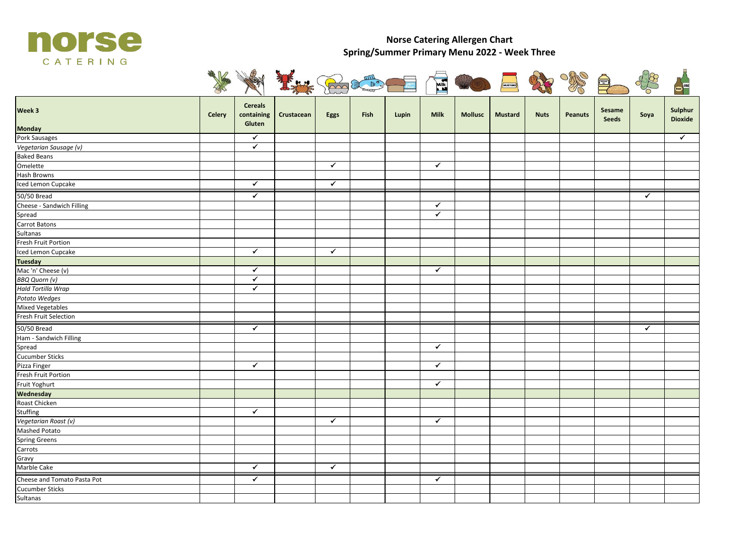norse CATERING

# Norse Catering Allergen Chart
## Spring/Summer Primary Menu 2022 - Week Three

| Week 3 | Celery | Cereals containing Gluten | Crustacean | Eggs | Fish | Lupin | Milk | Mollusc | Mustard | Nuts | Peanuts | Sesame Seeds | Soya | Sulphur Dioxide |
|---|---|---|---|---|---|---|---|---|---|---|---|---|---|---|
| **Monday** | | | | | | | | | | | | | | |
| Pork Sausages | | ✓ | | | | | | | | | | | | ✓ |
| *Vegetarian Sausage (v)* | | ✓ | | | | | | | | | | | | |
| Baked Beans | | | | | | | | | | | | | | |
| Omelette | | | | ✓ | | | ✓ | | | | | | | |
| Hash Browns | | | | | | | | | | | | | | |
| Iced Lemon Cupcake | | ✓ | | ✓ | | | | | | | | | | |
| 50/50 Bread | | ✓ | | | | | | | | | | | ✓ | |
| Cheese - Sandwich Filling | | | | | | | ✓ | | | | | | | |
| Spread | | | | | | | ✓ | | | | | | | |
| Carrot Batons | | | | | | | | | | | | | | |
| Sultanas | | | | | | | | | | | | | | |
| Fresh Fruit Portion | | | | | | | | | | | | | | |
| Iced Lemon Cupcake | | ✓ | | ✓ | | | | | | | | | | |
| **Tuesday** | | | | | | | | | | | | | | |
| Mac 'n' Cheese (v) | | ✓ | | | | | ✓ | | | | | | | |
| *BBQ Quorn (v)* | | ✓ | | | | | | | | | | | | |
| *Hald Tortilla Wrap* | | ✓ | | | | | | | | | | | | |
| *Potato Wedges* | | | | | | | | | | | | | | |
| Mixed Vegetables | | | | | | | | | | | | | | |
| Fresh Fruit Selection | | | | | | | | | | | | | | |
| 50/50 Bread | | ✓ | | | | | | | | | | | ✓ | |
| Ham - Sandwich Filling | | | | | | | | | | | | | | |
| Spread | | | | | | | ✓ | | | | | | | |
| Cucumber Sticks | | | | | | | | | | | | | | |
| Pizza Finger | | ✓ | | | | | ✓ | | | | | | | |
| Fresh Fruit Portion | | | | | | | | | | | | | | |
| Fruit Yoghurt | | | | | | | ✓ | | | | | | | |
| **Wednesday** | | | | | | | | | | | | | | |
| Roast Chicken | | | | | | | | | | | | | | |
| Stuffing | | ✓ | | | | | | | | | | | | |
| *Vegetarian Roast (v)* | | | | ✓ | | | ✓ | | | | | | | |
| Mashed Potato | | | | | | | | | | | | | | |
| Spring Greens | | | | | | | | | | | | | | |
| Carrots | | | | | | | | | | | | | | |
| Gravy | | | | | | | | | | | | | | |
| Marble Cake | | ✓ | | ✓ | | | | | | | | | | |
| Cheese and Tomato Pasta Pot | | ✓ | | | | | ✓ | | | | | | | |
| Cucumber Sticks | | | | | | | | | | | | | | |
| Sultanas | | | | | | | | | | | | | | |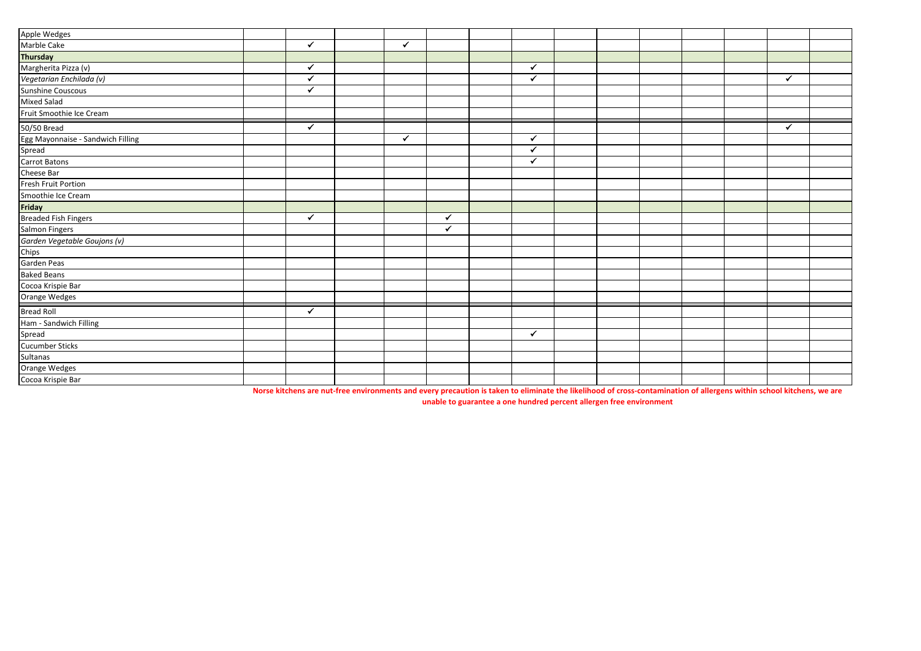| | | | | | | | | | | | | | | |
|---|---|---|---|---|---|---|---|---|---|---|---|---|---|---|
| Apple Wedges | | | | | | | | | | | | | | |
| Marble Cake | | ✓ | | ✓ | | | | | | | | | | |
| **Thursday** | | | | | | | | | | | | | | |
| Margherita Pizza (v) | | ✓ | | | | | ✓ | | | | | | | |
| *Vegetarian Enchilada (v)* | | ✓ | | | | | ✓ | | | | | | ✓ | |
| Sunshine Couscous | | ✓ | | | | | | | | | | | | |
| Mixed Salad | | | | | | | | | | | | | | |
| Fruit Smoothie Ice Cream | | | | | | | | | | | | | | |
| 50/50 Bread | | ✓ | | | | | | | | | | | ✓ | |
| Egg Mayonnaise - Sandwich Filling | | | | ✓ | | | ✓ | | | | | | | |
| Spread | | | | | | | ✓ | | | | | | | |
| Carrot Batons | | | | | | | ✓ | | | | | | | |
| Cheese Bar | | | | | | | | | | | | | | |
| Fresh Fruit Portion | | | | | | | | | | | | | | |
| Smoothie Ice Cream | | | | | | | | | | | | | | |
| **Friday** | | | | | | | | | | | | | | |
| Breaded Fish Fingers | | ✓ | | | ✓ | | | | | | | | | |
| Salmon Fingers | | | | | ✓ | | | | | | | | | |
| *Garden Vegetable Goujons (v)* | | | | | | | | | | | | | | |
| Chips | | | | | | | | | | | | | | |
| Garden Peas | | | | | | | | | | | | | | |
| Baked Beans | | | | | | | | | | | | | | |
| Cocoa Krispie Bar | | | | | | | | | | | | | | |
| Orange Wedges | | | | | | | | | | | | | | |
| Bread Roll | | ✓ | | | | | | | | | | | | |
| Ham - Sandwich Filling | | | | | | | | | | | | | | |
| Spread | | | | | | | ✓ | | | | | | | |
| Cucumber Sticks | | | | | | | | | | | | | | |
| Sultanas | | | | | | | | | | | | | | |
| Orange Wedges | | | | | | | | | | | | | | |
| Cocoa Krispie Bar | | | | | | | | | | | | | | |

**Norse kitchens are nut-free environments and every precaution is taken to eliminate the likelihood of cross-contamination of allergens within school kitchens, we are unable to guarantee a one hundred percent allergen free environment**